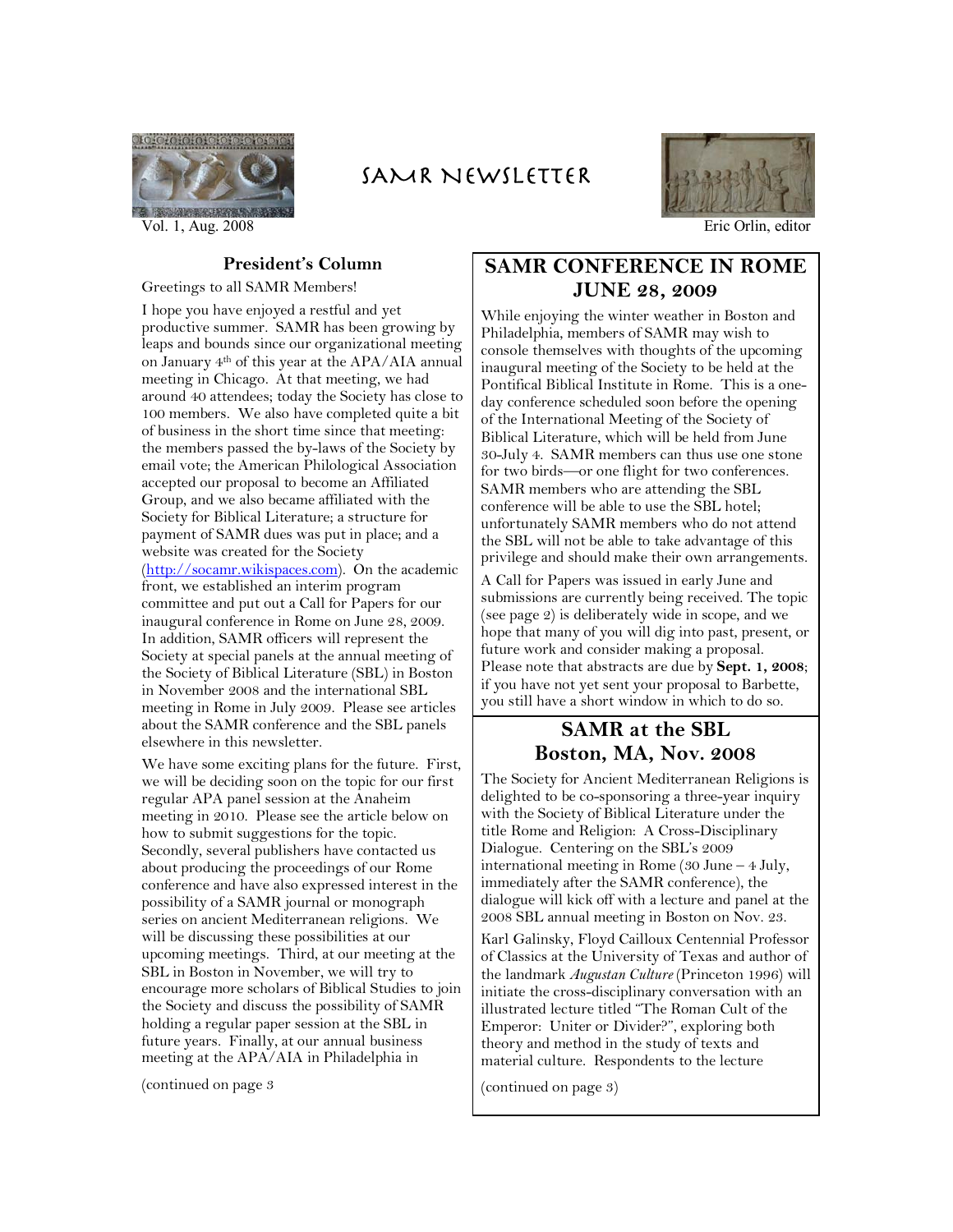# SAMR Newsletter

Vol. 1, Aug. 2008

Eric Orlin, editor

## President's Column

Greetings to all SAMR Members!

I hope you have enjoyed a restful and yet productive summer. SAMR has been growing by leaps and bounds since our organizational meeting on January 4th of this year at the APA/AIA annual meeting in Chicago. At that meeting, we had around 40 attendees; today the Society has close to 100 members. We also have completed quite a bit of business in the short time since that meeting: the members passed the by-laws of the Society by email vote; the American Philological Association accepted our proposal to become an Affiliated Group, and we also became affiliated with the Society for Biblical Literature; a structure for payment of SAMR dues was put in place; and a website was created for the Society (http://socamr.wikispaces.com). On the academic front, we established an interim program committee and put out a Call for Papers for our inaugural conference in Rome on June 28, 2009. In addition, SAMR officers will represent the Society at special panels at the annual meeting of the Society of Biblical Literature (SBL) in Boston in November 2008 and the international SBL meeting in Rome in July 2009. Please see articles about the SAMR conference and the SBL panels elsewhere in this newsletter.

We have some exciting plans for the future. First, we will be deciding soon on the topic for our first regular APA panel session at the Anaheim meeting in 2010. Please see the article below on how to submit suggestions for the topic. Secondly, several publishers have contacted us about producing the proceedings of our Rome conference and have also expressed interest in the possibility of a SAMR journal or monograph series on ancient Mediterranean religions. We will be discussing these possibilities at our upcoming meetings. Third, at our meeting at the SBL in Boston in November, we will try to encourage more scholars of Biblical Studies to join the Society and discuss the possibility of SAMR holding a regular paper session at the SBL in future years. Finally, at our annual business meeting at the APA/AIA in Philadelphia in

(continued on page 3)

## SAMR CONFERENCE IN ROME JUNE 28, 2009

While enjoying the winter weather in Boston and Philadelphia, members of SAMR may wish to console themselves with thoughts of the upcoming inaugural meeting of the Society to be held at the Pontifical Biblical Institute in Rome. This is a one-day conference scheduled soon before the opening of the International Meeting of the Society of Biblical Literature, which will be held from June 30-July 4. SAMR members can thus use one stone for two birds—or one flight for two conferences. SAMR members who are attending the SBL conference will be able to use the SBL hotel; unfortunately SAMR members who do not attend the SBL will not be able to take advantage of this privilege and should make their own arrangements.

A Call for Papers was issued in early June and submissions are currently being received. The topic (see page 2) is deliberately wide in scope, and we hope that many of you will dig into past, present, or future work and consider making a proposal. Please note that abstracts are due by **Sept. 1, 2008**; if you have not yet sent your proposal to Barbette, you still have a short window in which to do so.

## SAMR at the SBL Boston, MA, Nov. 2008

The Society for Ancient Mediterranean Religions is delighted to be co-sponsoring a three-year inquiry with the Society of Biblical Literature under the title Rome and Religion: A Cross-Disciplinary Dialogue. Centering on the SBL's 2009 international meeting in Rome (30 June – 4 July, immediately after the SAMR conference), the dialogue will kick off with a lecture and panel at the 2008 SBL annual meeting in Boston on Nov. 23.

Karl Galinsky, Floyd Cailloux Centennial Professor of Classics at the University of Texas and author of the landmark *Augustan Culture* (Princeton 1996) will initiate the cross-disciplinary conversation with an illustrated lecture titled "The Roman Cult of the Emperor: Uniter or Divider?", exploring both theory and method in the study of texts and material culture. Respondents to the lecture

(continued on page 3)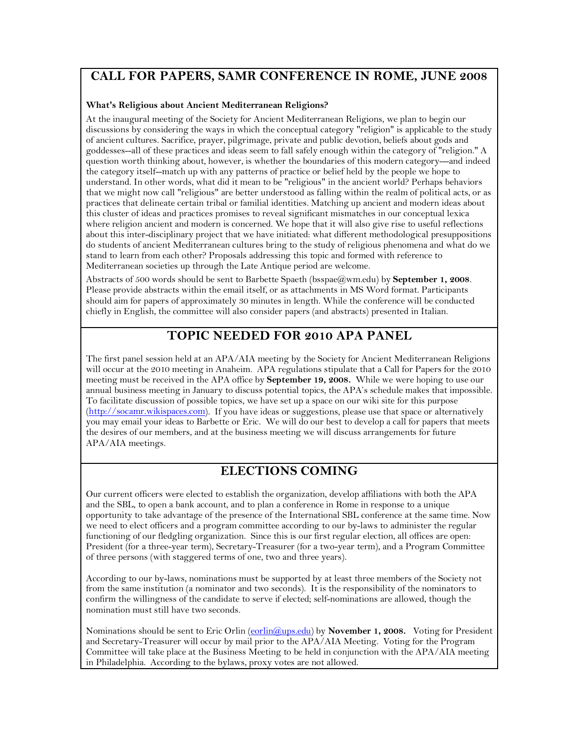## CALL FOR PAPERS, SAMR CONFERENCE IN ROME, JUNE 2008

**What's Religious about Ancient Mediterranean Religions?**

At the inaugural meeting of the Society for Ancient Mediterranean Religions, we plan to begin our discussions by considering the ways in which the conceptual category "religion" is applicable to the study of ancient cultures. Sacrifice, prayer, pilgrimage, private and public devotion, beliefs about gods and goddesses--all of these practices and ideas seem to fall safely enough within the category of "religion." A question worth thinking about, however, is whether the boundaries of this modern category---and indeed the category itself--match up with any patterns of practice or belief held by the people we hope to understand. In other words, what did it mean to be "religious" in the ancient world? Perhaps behaviors that we might now call "religious" are better understood as falling within the realm of political acts, or as practices that delineate certain tribal or familial identities. Matching up ancient and modern ideas about this cluster of ideas and practices promises to reveal significant mismatches in our conceptual lexica where religion ancient and modern is concerned. We hope that it will also give rise to useful reflections about this inter-disciplinary project that we have initiated: what different methodological presuppositions do students of ancient Mediterranean cultures bring to the study of religious phenomena and what do we stand to learn from each other? Proposals addressing this topic and formed with reference to Mediterranean societies up through the Late Antique period are welcome.

Abstracts of 500 words should be sent to Barbette Spaeth (bsspae@wm.edu) by **September 1, 2008**. Please provide abstracts within the email itself, or as attachments in MS Word format. Participants should aim for papers of approximately 30 minutes in length. While the conference will be conducted chiefly in English, the committee will also consider papers (and abstracts) presented in Italian.

## TOPIC NEEDED FOR 2010 APA PANEL

The first panel session held at an APA/AIA meeting by the Society for Ancient Mediterranean Religions will occur at the 2010 meeting in Anaheim. APA regulations stipulate that a Call for Papers for the 2010 meeting must be received in the APA office by **September 19, 2008.** While we were hoping to use our annual business meeting in January to discuss potential topics, the APA's schedule makes that impossible. To facilitate discussion of possible topics, we have set up a space on our wiki site for this purpose (http://socamr.wikispaces.com). If you have ideas or suggestions, please use that space or alternatively you may email your ideas to Barbette or Eric. We will do our best to develop a call for papers that meets the desires of our members, and at the business meeting we will discuss arrangements for future APA/AIA meetings.

## ELECTIONS COMING

Our current officers were elected to establish the organization, develop affiliations with both the APA and the SBL, to open a bank account, and to plan a conference in Rome in response to a unique opportunity to take advantage of the presence of the International SBL conference at the same time. Now we need to elect officers and a program committee according to our by-laws to administer the regular functioning of our fledgling organization. Since this is our first regular election, all offices are open: President (for a three-year term), Secretary-Treasurer (for a two-year term), and a Program Committee of three persons (with staggered terms of one, two and three years).

According to our by-laws, nominations must be supported by at least three members of the Society not from the same institution (a nominator and two seconds). It is the responsibility of the nominators to confirm the willingness of the candidate to serve if elected; self-nominations are allowed, though the nomination must still have two seconds.

Nominations should be sent to Eric Orlin (eorlin@ups.edu) by **November 1, 2008.** Voting for President and Secretary-Treasurer will occur by mail prior to the APA/AIA Meeting. Voting for the Program Committee will take place at the Business Meeting to be held in conjunction with the APA/AIA meeting in Philadelphia. According to the bylaws, proxy votes are not allowed.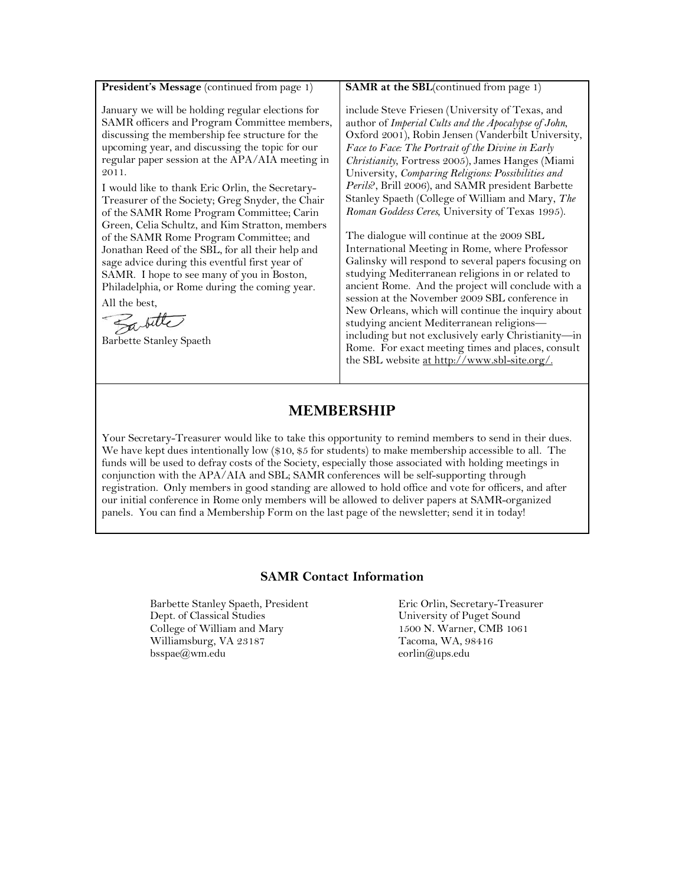**President's Message** (continued from page 1)

January we will be holding regular elections for SAMR officers and Program Committee members, discussing the membership fee structure for the upcoming year, and discussing the topic for our regular paper session at the APA/AIA meeting in 2011.

I would like to thank Eric Orlin, the Secretary-Treasurer of the Society; Greg Snyder, the Chair of the SAMR Rome Program Committee; Carin Green, Celia Schultz, and Kim Stratton, members of the SAMR Rome Program Committee; and Jonathan Reed of the SBL, for all their help and sage advice during this eventful first year of SAMR. I hope to see many of you in Boston, Philadelphia, or Rome during the coming year.

All the best,

Barbette Stanley Spaeth

**SAMR at the SBL**(continued from page 1)

include Steve Friesen (University of Texas, and author of *Imperial Cults and the Apocalypse of John*, Oxford 2001), Robin Jensen (Vanderbilt University, *Face to Face: The Portrait of the Divine in Early Christianity*, Fortress 2005), James Hanges (Miami University, *Comparing Religions: Possibilities and Perils?*, Brill 2006), and SAMR president Barbette Stanley Spaeth (College of William and Mary, *The Roman Goddess Ceres*, University of Texas 1995).

The dialogue will continue at the 2009 SBL International Meeting in Rome, where Professor Galinsky will respond to several papers focusing on studying Mediterranean religions in or related to ancient Rome. And the project will conclude with a session at the November 2009 SBL conference in New Orleans, which will continue the inquiry about studying ancient Mediterranean religions—including but not exclusively early Christianity—in Rome. For exact meeting times and places, consult the SBL website at http://www.sbl-site.org/.

## MEMBERSHIP

Your Secretary-Treasurer would like to take this opportunity to remind members to send in their dues. We have kept dues intentionally low ($10, $5 for students) to make membership accessible to all. The funds will be used to defray costs of the Society, especially those associated with holding meetings in conjunction with the APA/AIA and SBL; SAMR conferences will be self-supporting through registration. Only members in good standing are allowed to hold office and vote for officers, and after our initial conference in Rome only members will be allowed to deliver papers at SAMR-organized panels. You can find a Membership Form on the last page of the newsletter; send it in today!

### SAMR Contact Information

Barbette Stanley Spaeth, President
Dept. of Classical Studies
College of William and Mary
Williamsburg, VA 23187
bsspae@wm.edu

Eric Orlin, Secretary-Treasurer
University of Puget Sound
1500 N. Warner, CMB 1061
Tacoma, WA, 98416
eorlin@ups.edu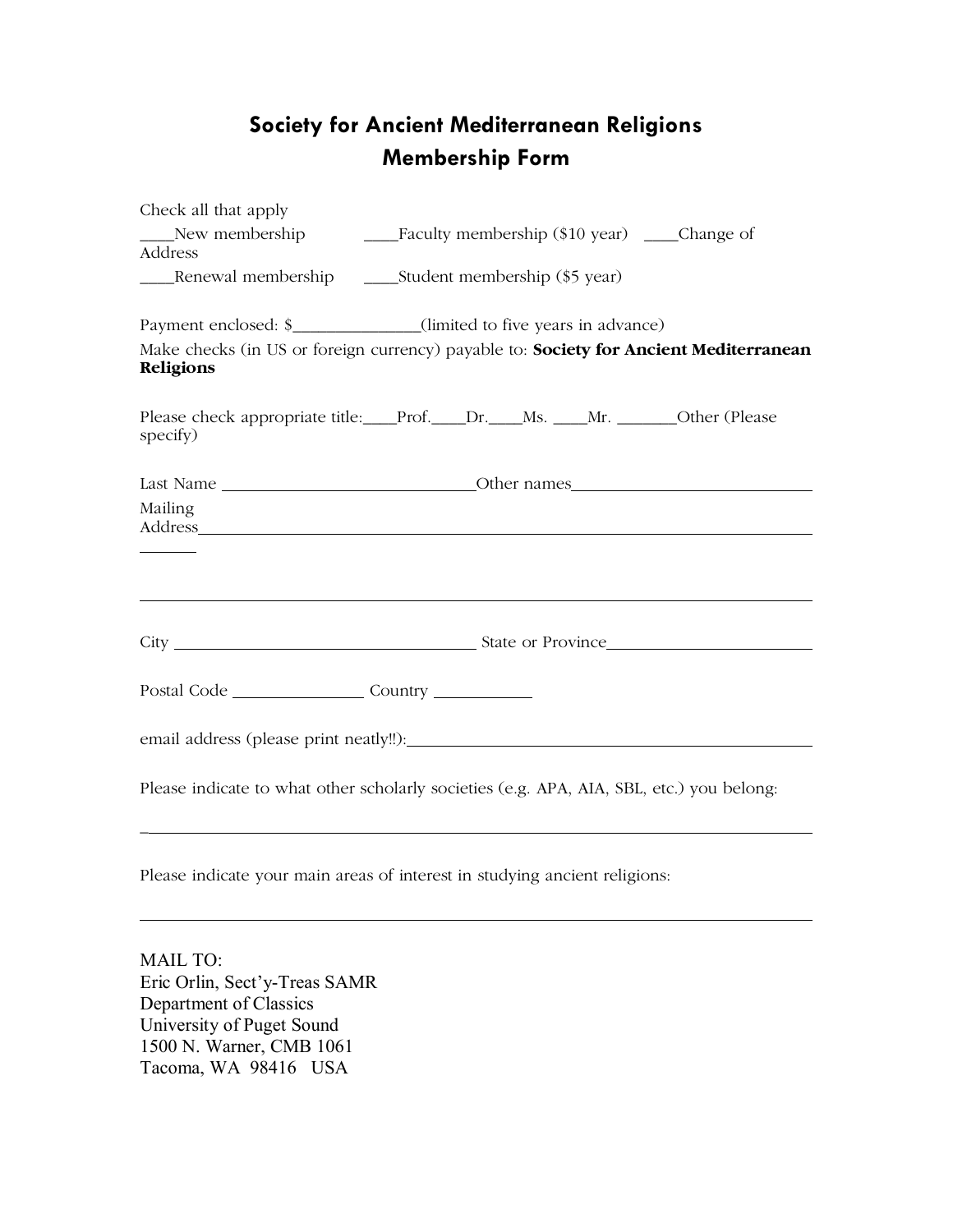# Society for Ancient Mediterranean Religions
## Membership Form

Check all that apply

____New membership ____Faculty membership ($10 year) ____Change of Address

____Renewal membership ____Student membership ($5 year)

Payment enclosed: $______________(limited to five years in advance)

Make checks (in US or foreign currency) payable to: **Society for Ancient Mediterranean Religions**

Please check appropriate title:____Prof.____Dr.____Ms. ____Mr. _______Other (Please specify)

Last Name ____________________________Other names__________________________

Mailing Address______________________________________________________________

_____________________________________________________________________________

City __________________________________ State or Province______________________

Postal Code _______________ Country ___________

email address (please print neatly!!):_____________________________________________

Please indicate to what other scholarly societies (e.g. APA, AIA, SBL, etc.) you belong:

_____________________________________________________________________________

Please indicate your main areas of interest in studying ancient religions:

_____________________________________________________________________________

MAIL TO:
Eric Orlin, Sect'y-Treas SAMR
Department of Classics
University of Puget Sound
1500 N. Warner, CMB 1061
Tacoma, WA 98416 USA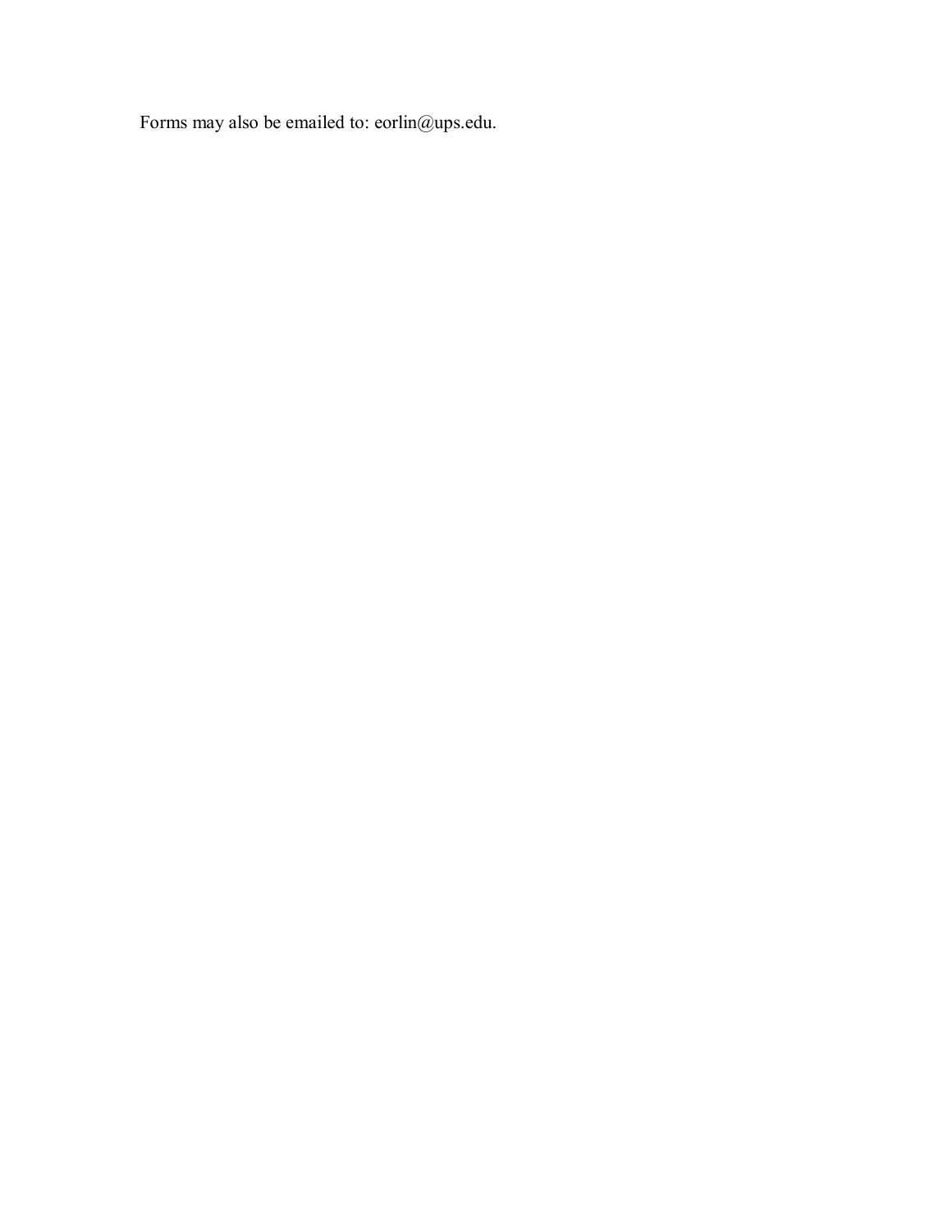Forms may also be emailed to: eorlin@ups.edu.